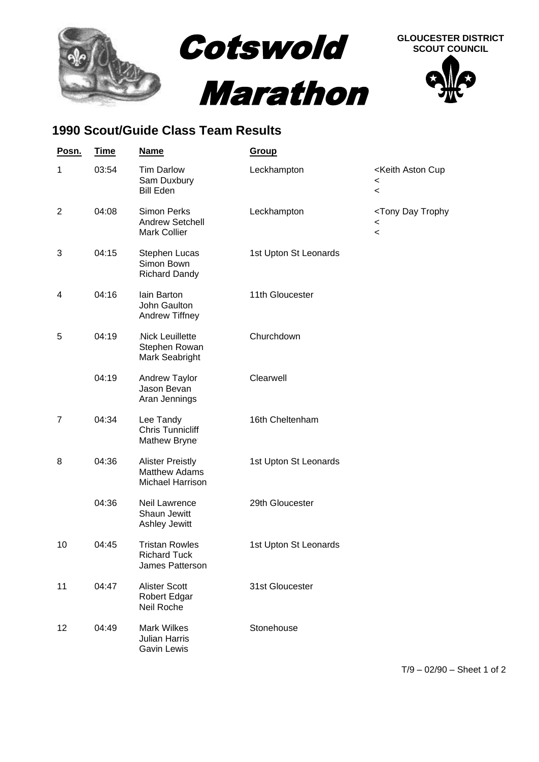# Cotswold Marathon

**GLOUCESTER DISTRICT SCOUT COUNCIL**

## 1990 Scout/Guide Class Team Results

| Posn. | Time | Name | Group | |
|---|---|---|---|---|
| 1 | 03:54 | Tim Darlow<br>Sam Duxbury<br>Bill Eden | Leckhampton | <Keith Aston Cup<br><<br>< |
| 2 | 04:08 | Simon Perks<br>Andrew Setchell<br>Mark Collier | Leckhampton | <Tony Day Trophy<br><<br>< |
| 3 | 04:15 | Stephen Lucas<br>Simon Bown<br>Richard Dandy | 1st Upton St Leonards | |
| 4 | 04:16 | Iain Barton<br>John Gaulton<br>Andrew Tiffney | 11th Gloucester | |
| 5 | 04:19 | Nick Leuillette<br>Stephen Rowan<br>Mark Seabright | Churchdown | |
| | 04:19 | Andrew Taylor<br>Jason Bevan<br>Aran Jennings | Clearwell | |
| 7 | 04:34 | Lee Tandy<br>Chris Tunnicliff<br>Mathew Bryne | 16th Cheltenham | |
| 8 | 04:36 | Alister Preistly<br>Matthew Adams<br>Michael Harrison | 1st Upton St Leonards | |
| | 04:36 | Neil Lawrence<br>Shaun Jewitt<br>Ashley Jewitt | 29th Gloucester | |
| 10 | 04:45 | Tristan Rowles<br>Richard Tuck<br>James Patterson | 1st Upton St Leonards | |
| 11 | 04:47 | Alister Scott<br>Robert Edgar<br>Neil Roche | 31st Gloucester | |
| 12 | 04:49 | Mark Wilkes<br>Julian Harris<br>Gavin Lewis | Stonehouse | |

T/9 – 02/90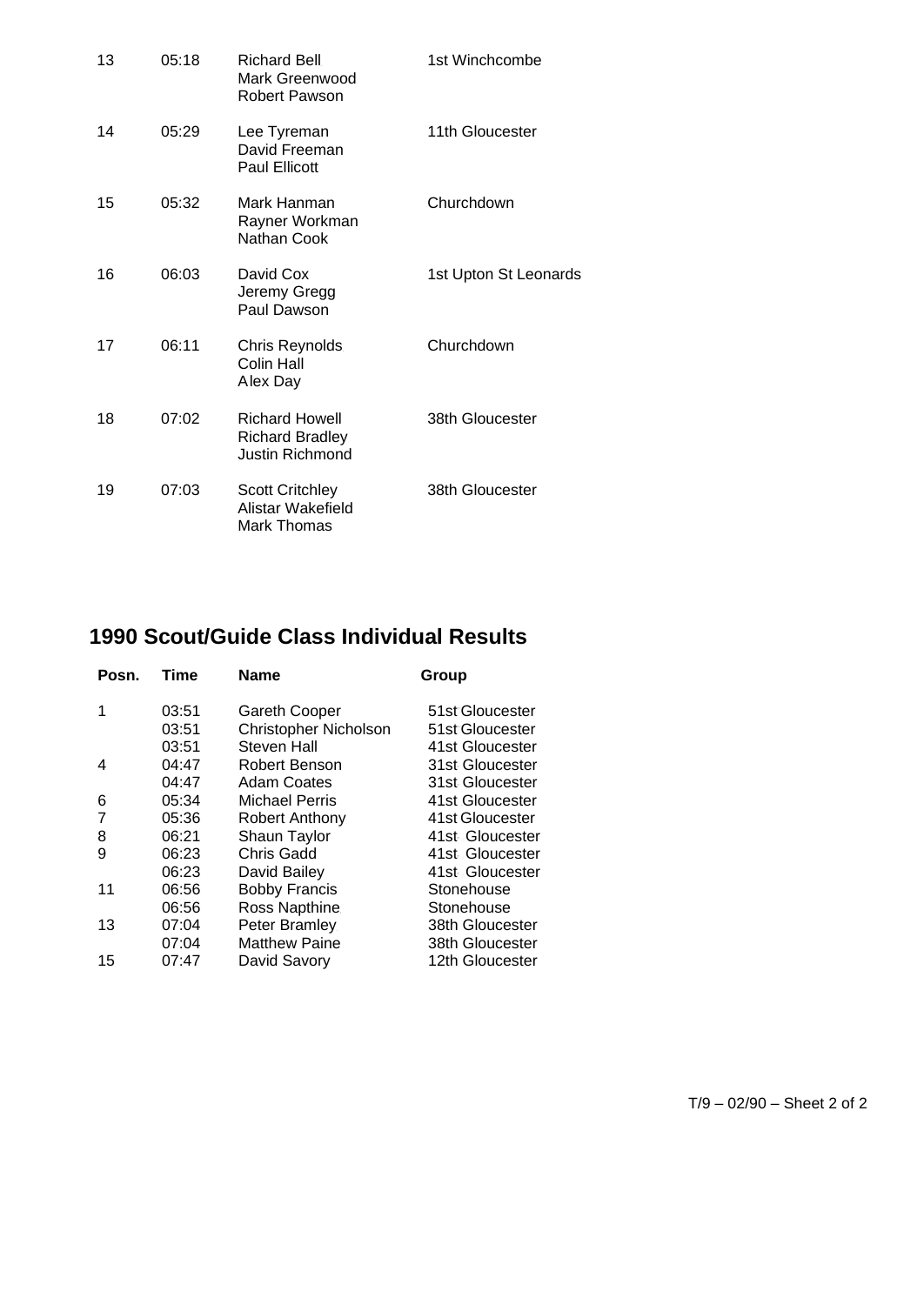| | | | |
|---|---|---|---|
| 13 | 05:18 | Richard Bell<br>Mark Greenwood<br>Robert Pawson | 1st Winchcombe |
| 14 | 05:29 | Lee Tyreman<br>David Freeman<br>Paul Ellicott | 11th Gloucester |
| 15 | 05:32 | Mark Hanman<br>Rayner Workman<br>Nathan Cook | Churchdown |
| 16 | 06:03 | David Cox<br>Jeremy Gregg<br>Paul Dawson | 1st Upton St Leonards |
| 17 | 06:11 | Chris Reynolds<br>Colin Hall<br>Alex Day | Churchdown |
| 18 | 07:02 | Richard Howell<br>Richard Bradley<br>Justin Richmond | 38th Gloucester |
| 19 | 07:03 | Scott Critchley<br>Alistar Wakefield<br>Mark Thomas | 38th Gloucester |

## 1990 Scout/Guide Class Individual Results

| Posn. | Time | Name | Group |
|---|---|---|---|
| 1 | 03:51 | Gareth Cooper | 51st Gloucester |
| | 03:51 | Christopher Nicholson | 51st Gloucester |
| | 03:51 | Steven Hall | 41st Gloucester |
| 4 | 04:47 | Robert Benson | 31st Gloucester |
| | 04:47 | Adam Coates | 31st Gloucester |
| 6 | 05:34 | Michael Perris | 41st Gloucester |
| 7 | 05:36 | Robert Anthony | 41st Gloucester |
| 8 | 06:21 | Shaun Taylor | 41st Gloucester |
| 9 | 06:23 | Chris Gadd | 41st Gloucester |
| | 06:23 | David Bailey | 41st Gloucester |
| 11 | 06:56 | Bobby Francis | Stonehouse |
| | 06:56 | Ross Napthine | Stonehouse |
| 13 | 07:04 | Peter Bramley | 38th Gloucester |
| | 07:04 | Matthew Paine | 38th Gloucester |
| 15 | 07:47 | David Savory | 12th Gloucester |

T/9 – 02/90